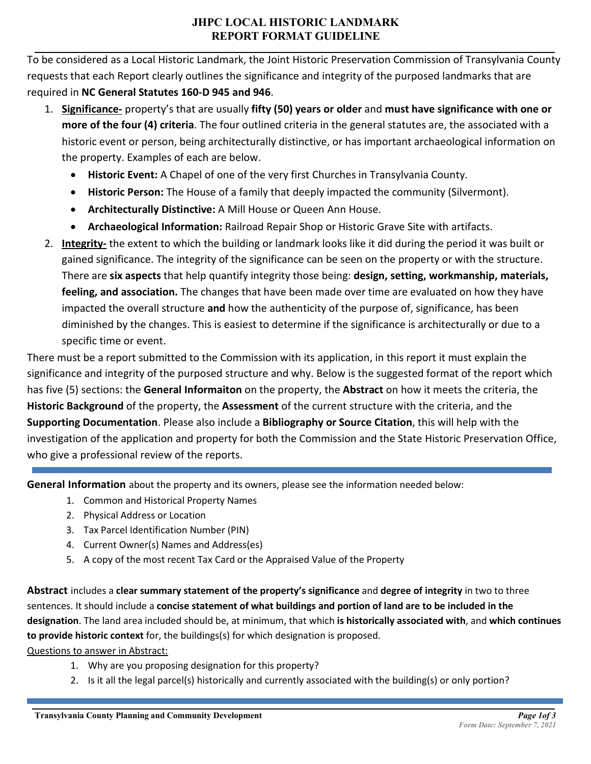# JHPC LOCAL HISTORIC LANDMARK
# REPORT FORMAT GUIDELINE

To be considered as a Local Historic Landmark, the Joint Historic Preservation Commission of Transylvania County requests that each Report clearly outlines the significance and integrity of the purposed landmarks that are required in **NC General Statutes 160-D 945 and 946**.

1. **Significance-** property's that are usually **fifty (50) years or older** and **must have significance with one or more of the four (4) criteria**. The four outlined criteria in the general statutes are, the associated with a historic event or person, being architecturally distinctive, or has important archaeological information on the property. Examples of each are below.
   - **Historic Event:** A Chapel of one of the very first Churches in Transylvania County.
   - **Historic Person:** The House of a family that deeply impacted the community (Silvermont).
   - **Architecturally Distinctive:** A Mill House or Queen Ann House.
   - **Archaeological Information:** Railroad Repair Shop or Historic Grave Site with artifacts.
2. **Integrity-** the extent to which the building or landmark looks like it did during the period it was built or gained significance. The integrity of the significance can be seen on the property or with the structure. There are **six aspects** that help quantify integrity those being: **design, setting, workmanship, materials, feeling, and association.** The changes that have been made over time are evaluated on how they have impacted the overall structure **and** how the authenticity of the purpose of, significance, has been diminished by the changes. This is easiest to determine if the significance is architecturally or due to a specific time or event.

There must be a report submitted to the Commission with its application, in this report it must explain the significance and integrity of the purposed structure and why. Below is the suggested format of the report which has five (5) sections: the **General Informaiton** on the property, the **Abstract** on how it meets the criteria, the **Historic Background** of the property, the **Assessment** of the current structure with the criteria, and the **Supporting Documentation**. Please also include a **Bibliography or Source Citation**, this will help with the investigation of the application and property for both the Commission and the State Historic Preservation Office, who give a professional review of the reports.

---

**General Information** about the property and its owners, please see the information needed below:

1. Common and Historical Property Names
2. Physical Address or Location
3. Tax Parcel Identification Number (PIN)
4. Current Owner(s) Names and Address(es)
5. A copy of the most recent Tax Card or the Appraised Value of the Property

**Abstract** includes a **clear summary statement of the property's significance** and **degree of integrity** in two to three sentences. It should include a **concise statement of what buildings and portion of land are to be included in the designation**. The land area included should be, at minimum, that which **is historically associated with**, and **which continues to provide historic context** for, the buildings(s) for which designation is proposed.

Questions to answer in Abstract:

1. Why are you proposing designation for this property?
2. Is it all the legal parcel(s) historically and currently associated with the building(s) or only portion?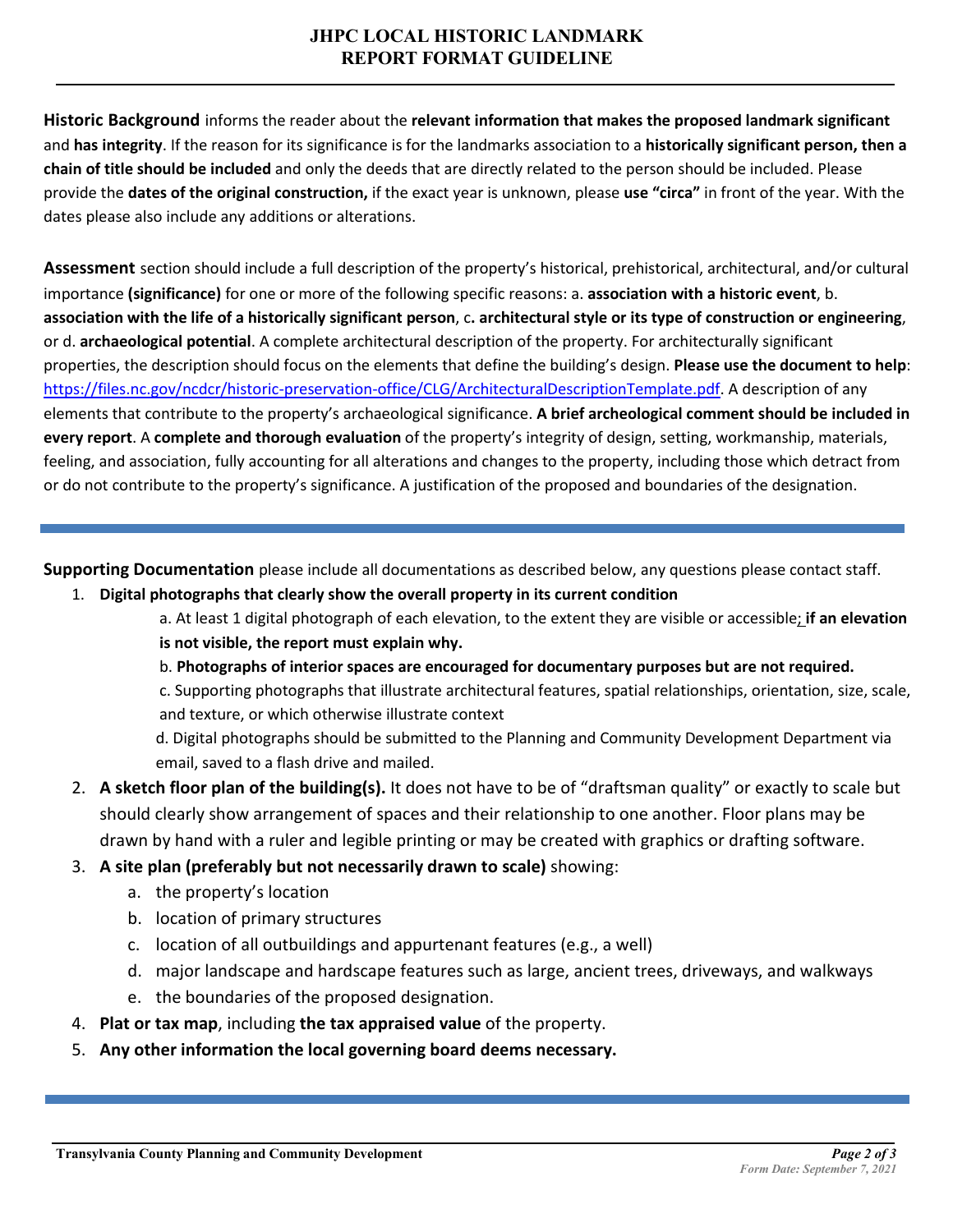**Historic Background** informs the reader about the **relevant information that makes the proposed landmark significant** and **has integrity**. If the reason for its significance is for the landmarks association to a **historically significant person, then a chain of title should be included** and only the deeds that are directly related to the person should be included. Please provide the **dates of the original construction,** if the exact year is unknown, please **use "circa"** in front of the year. With the dates please also include any additions or alterations.

**Assessment** section should include a full description of the property's historical, prehistorical, architectural, and/or cultural importance **(significance)** for one or more of the following specific reasons: a. **association with a historic event**, b. **association with the life of a historically significant person**, c**. architectural style or its type of construction or engineering**, or d. **archaeological potential**. A complete architectural description of the property. For architecturally significant properties, the description should focus on the elements that define the building's design. **Please use the document to help**: https://files.nc.gov/ncdcr/historic-preservation-office/CLG/ArchitecturalDescriptionTemplate.pdf. A description of any elements that contribute to the property's archaeological significance. **A brief archeological comment should be included in every report**. A **complete and thorough evaluation** of the property's integrity of design, setting, workmanship, materials, feeling, and association, fully accounting for all alterations and changes to the property, including those which detract from or do not contribute to the property's significance. A justification of the proposed and boundaries of the designation.

---

**Supporting Documentation** please include all documentations as described below, any questions please contact staff.

1. **Digital photographs that clearly show the overall property in its current condition**
   a. At least 1 digital photograph of each elevation, to the extent they are visible or accessible; **if an elevation is not visible, the report must explain why.**
   b. **Photographs of interior spaces are encouraged for documentary purposes but are not required.**
   c. Supporting photographs that illustrate architectural features, spatial relationships, orientation, size, scale, and texture, or which otherwise illustrate context
   d. Digital photographs should be submitted to the Planning and Community Development Department via email, saved to a flash drive and mailed.
2. **A sketch floor plan of the building(s).** It does not have to be of "draftsman quality" or exactly to scale but should clearly show arrangement of spaces and their relationship to one another. Floor plans may be drawn by hand with a ruler and legible printing or may be created with graphics or drafting software.
3. **A site plan (preferably but not necessarily drawn to scale)** showing:
   a. the property's location
   b. location of primary structures
   c. location of all outbuildings and appurtenant features (e.g., a well)
   d. major landscape and hardscape features such as large, ancient trees, driveways, and walkways
   e. the boundaries of the proposed designation.
4. **Plat or tax map**, including **the tax appraised value** of the property.
5. **Any other information the local governing board deems necessary.**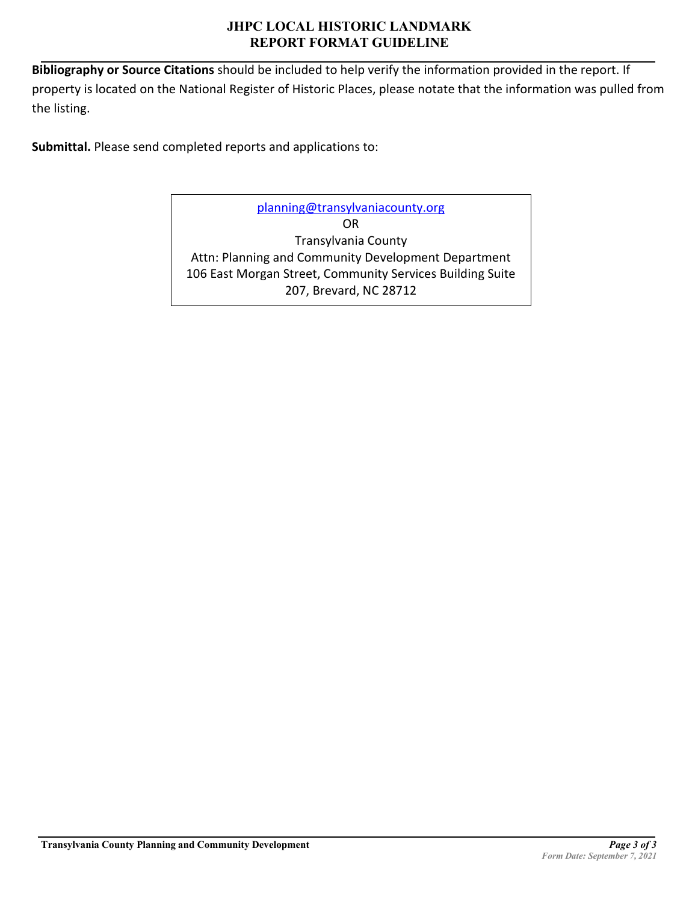**Bibliography or Source Citations** should be included to help verify the information provided in the report. If property is located on the National Register of Historic Places, please notate that the information was pulled from the listing.

**Submittal.** Please send completed reports and applications to:

planning@transylvaniacounty.org
OR
Transylvania County
Attn: Planning and Community Development Department
106 East Morgan Street, Community Services Building Suite 207, Brevard, NC 28712